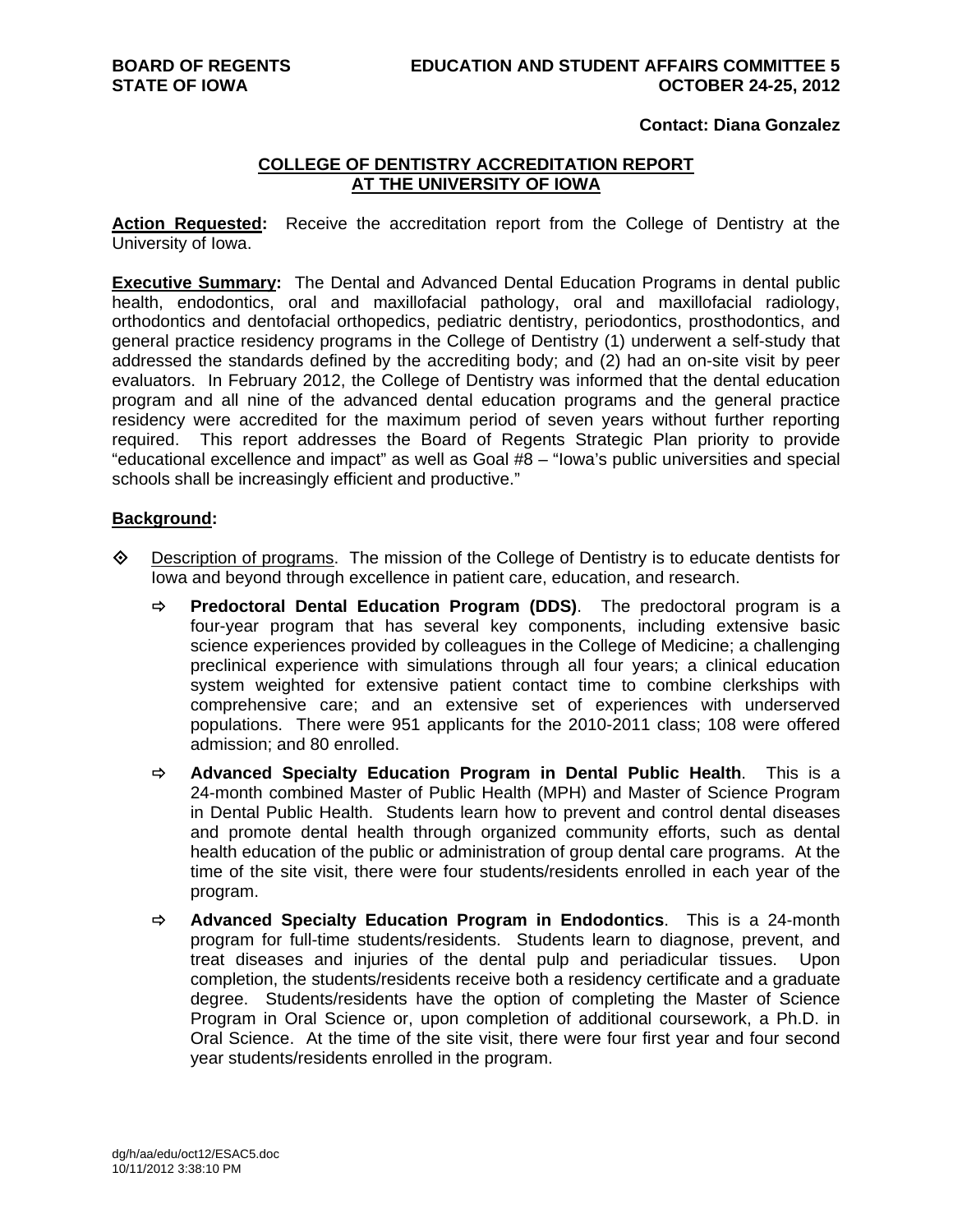**BOARD OF REGENTS**
**STATE OF IOWA**

**EDUCATION AND STUDENT AFFAIRS COMMITTEE 5**
**OCTOBER 24-25, 2012**

**Contact: Diana Gonzalez**

## COLLEGE OF DENTISTRY ACCREDITATION REPORT AT THE UNIVERSITY OF IOWA

**Action Requested:** Receive the accreditation report from the College of Dentistry at the University of Iowa.

**Executive Summary:** The Dental and Advanced Dental Education Programs in dental public health, endodontics, oral and maxillofacial pathology, oral and maxillofacial radiology, orthodontics and dentofacial orthopedics, pediatric dentistry, periodontics, prosthodontics, and general practice residency programs in the College of Dentistry (1) underwent a self-study that addressed the standards defined by the accrediting body; and (2) had an on-site visit by peer evaluators. In February 2012, the College of Dentistry was informed that the dental education program and all nine of the advanced dental education programs and the general practice residency were accredited for the maximum period of seven years without further reporting required. This report addresses the Board of Regents Strategic Plan priority to provide "educational excellence and impact" as well as Goal #8 – "Iowa's public universities and special schools shall be increasingly efficient and productive."

**Background:**

- Description of programs. The mission of the College of Dentistry is to educate dentists for Iowa and beyond through excellence in patient care, education, and research.
  - **Predoctoral Dental Education Program (DDS)**. The predoctoral program is a four-year program that has several key components, including extensive basic science experiences provided by colleagues in the College of Medicine; a challenging preclinical experience with simulations through all four years; a clinical education system weighted for extensive patient contact time to combine clerkships with comprehensive care; and an extensive set of experiences with underserved populations. There were 951 applicants for the 2010-2011 class; 108 were offered admission; and 80 enrolled.
  - **Advanced Specialty Education Program in Dental Public Health**. This is a 24-month combined Master of Public Health (MPH) and Master of Science Program in Dental Public Health. Students learn how to prevent and control dental diseases and promote dental health through organized community efforts, such as dental health education of the public or administration of group dental care programs. At the time of the site visit, there were four students/residents enrolled in each year of the program.
  - **Advanced Specialty Education Program in Endodontics**. This is a 24-month program for full-time students/residents. Students learn to diagnose, prevent, and treat diseases and injuries of the dental pulp and periadicular tissues. Upon completion, the students/residents receive both a residency certificate and a graduate degree. Students/residents have the option of completing the Master of Science Program in Oral Science or, upon completion of additional coursework, a Ph.D. in Oral Science. At the time of the site visit, there were four first year and four second year students/residents enrolled in the program.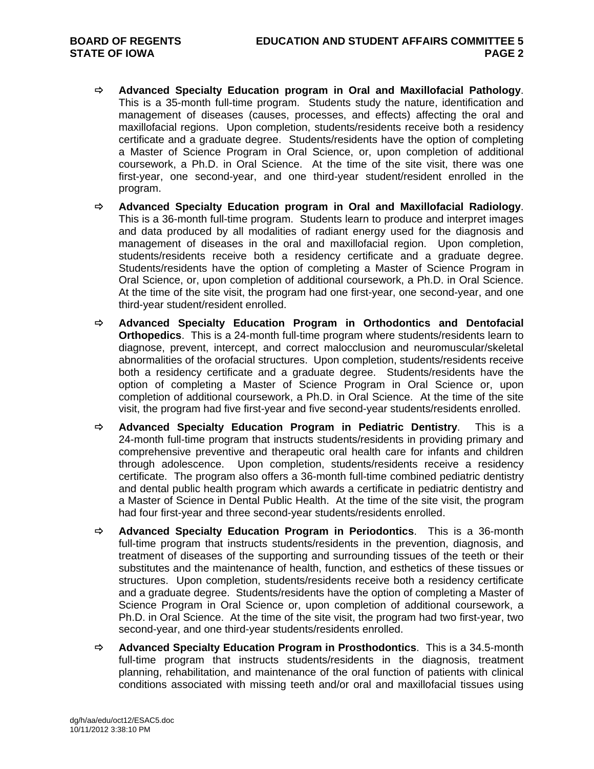- **Advanced Specialty Education program in Oral and Maxillofacial Pathology**. This is a 35-month full-time program. Students study the nature, identification and management of diseases (causes, processes, and effects) affecting the oral and maxillofacial regions. Upon completion, students/residents receive both a residency certificate and a graduate degree. Students/residents have the option of completing a Master of Science Program in Oral Science, or, upon completion of additional coursework, a Ph.D. in Oral Science. At the time of the site visit, there was one first-year, one second-year, and one third-year student/resident enrolled in the program.

- **Advanced Specialty Education program in Oral and Maxillofacial Radiology**. This is a 36-month full-time program. Students learn to produce and interpret images and data produced by all modalities of radiant energy used for the diagnosis and management of diseases in the oral and maxillofacial region. Upon completion, students/residents receive both a residency certificate and a graduate degree. Students/residents have the option of completing a Master of Science Program in Oral Science, or, upon completion of additional coursework, a Ph.D. in Oral Science. At the time of the site visit, the program had one first-year, one second-year, and one third-year student/resident enrolled.

- **Advanced Specialty Education Program in Orthodontics and Dentofacial Orthopedics**. This is a 24-month full-time program where students/residents learn to diagnose, prevent, intercept, and correct malocclusion and neuromuscular/skeletal abnormalities of the orofacial structures. Upon completion, students/residents receive both a residency certificate and a graduate degree. Students/residents have the option of completing a Master of Science Program in Oral Science or, upon completion of additional coursework, a Ph.D. in Oral Science. At the time of the site visit, the program had five first-year and five second-year students/residents enrolled.

- **Advanced Specialty Education Program in Pediatric Dentistry**. This is a 24-month full-time program that instructs students/residents in providing primary and comprehensive preventive and therapeutic oral health care for infants and children through adolescence. Upon completion, students/residents receive a residency certificate. The program also offers a 36-month full-time combined pediatric dentistry and dental public health program which awards a certificate in pediatric dentistry and a Master of Science in Dental Public Health. At the time of the site visit, the program had four first-year and three second-year students/residents enrolled.

- **Advanced Specialty Education Program in Periodontics**. This is a 36-month full-time program that instructs students/residents in the prevention, diagnosis, and treatment of diseases of the supporting and surrounding tissues of the teeth or their substitutes and the maintenance of health, function, and esthetics of these tissues or structures. Upon completion, students/residents receive both a residency certificate and a graduate degree. Students/residents have the option of completing a Master of Science Program in Oral Science or, upon completion of additional coursework, a Ph.D. in Oral Science. At the time of the site visit, the program had two first-year, two second-year, and one third-year students/residents enrolled.

- **Advanced Specialty Education Program in Prosthodontics**. This is a 34.5-month full-time program that instructs students/residents in the diagnosis, treatment planning, rehabilitation, and maintenance of the oral function of patients with clinical conditions associated with missing teeth and/or oral and maxillofacial tissues using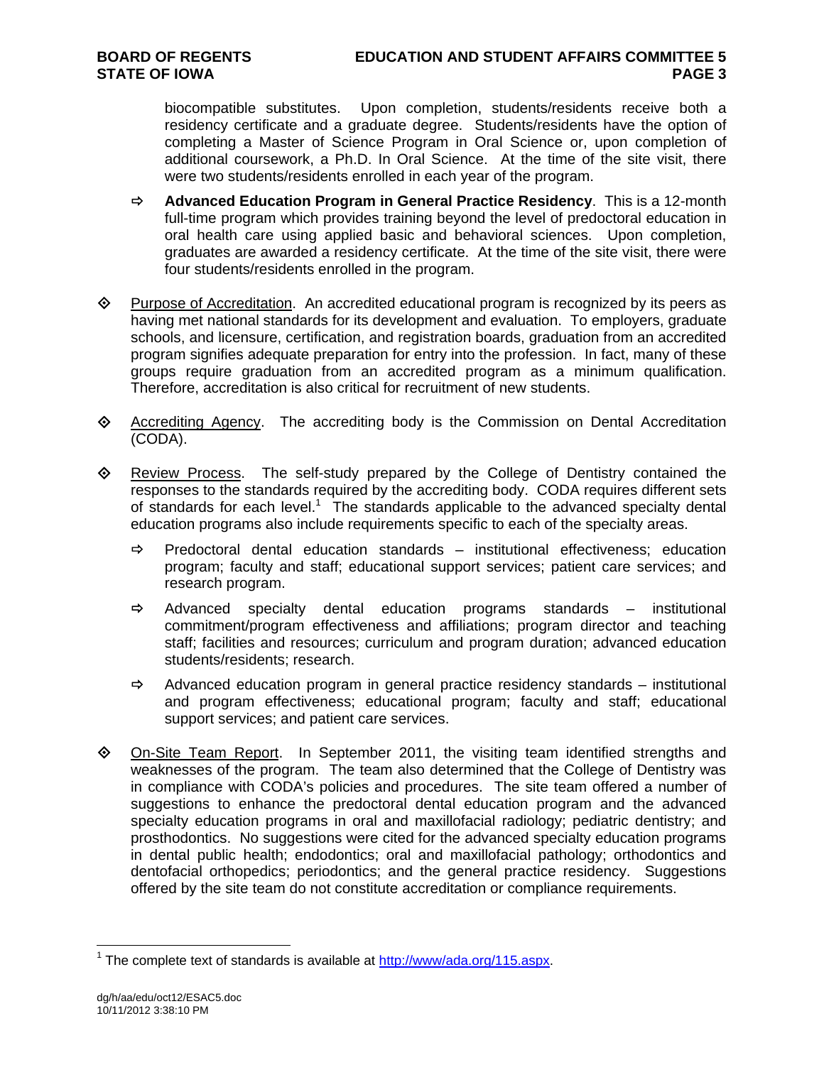biocompatible substitutes. Upon completion, students/residents receive both a residency certificate and a graduate degree. Students/residents have the option of completing a Master of Science Program in Oral Science or, upon completion of additional coursework, a Ph.D. In Oral Science. At the time of the site visit, there were two students/residents enrolled in each year of the program.

- ⇨ **Advanced Education Program in General Practice Residency**. This is a 12-month full-time program which provides training beyond the level of predoctoral education in oral health care using applied basic and behavioral sciences. Upon completion, graduates are awarded a residency certificate. At the time of the site visit, there were four students/residents enrolled in the program.

- ◈ Purpose of Accreditation. An accredited educational program is recognized by its peers as having met national standards for its development and evaluation. To employers, graduate schools, and licensure, certification, and registration boards, graduation from an accredited program signifies adequate preparation for entry into the profession. In fact, many of these groups require graduation from an accredited program as a minimum qualification. Therefore, accreditation is also critical for recruitment of new students.

- ◈ Accrediting Agency. The accrediting body is the Commission on Dental Accreditation (CODA).

- ◈ Review Process. The self-study prepared by the College of Dentistry contained the responses to the standards required by the accrediting body. CODA requires different sets of standards for each level.[1] The standards applicable to the advanced specialty dental education programs also include requirements specific to each of the specialty areas.

  - ⇨ Predoctoral dental education standards – institutional effectiveness; education program; faculty and staff; educational support services; patient care services; and research program.

  - ⇨ Advanced specialty dental education programs standards – institutional commitment/program effectiveness and affiliations; program director and teaching staff; facilities and resources; curriculum and program duration; advanced education students/residents; research.

  - ⇨ Advanced education program in general practice residency standards – institutional and program effectiveness; educational program; faculty and staff; educational support services; and patient care services.

- ◈ On-Site Team Report. In September 2011, the visiting team identified strengths and weaknesses of the program. The team also determined that the College of Dentistry was in compliance with CODA's policies and procedures. The site team offered a number of suggestions to enhance the predoctoral dental education program and the advanced specialty education programs in oral and maxillofacial radiology; pediatric dentistry; and prosthodontics. No suggestions were cited for the advanced specialty education programs in dental public health; endodontics; oral and maxillofacial pathology; orthodontics and dentofacial orthopedics; periodontics; and the general practice residency. Suggestions offered by the site team do not constitute accreditation or compliance requirements.

---

[1] The complete text of standards is available at http://www/ada.org/115.aspx.

dg/h/aa/edu/oct12/ESAC5.doc
10/11/2012 3:38:10 PM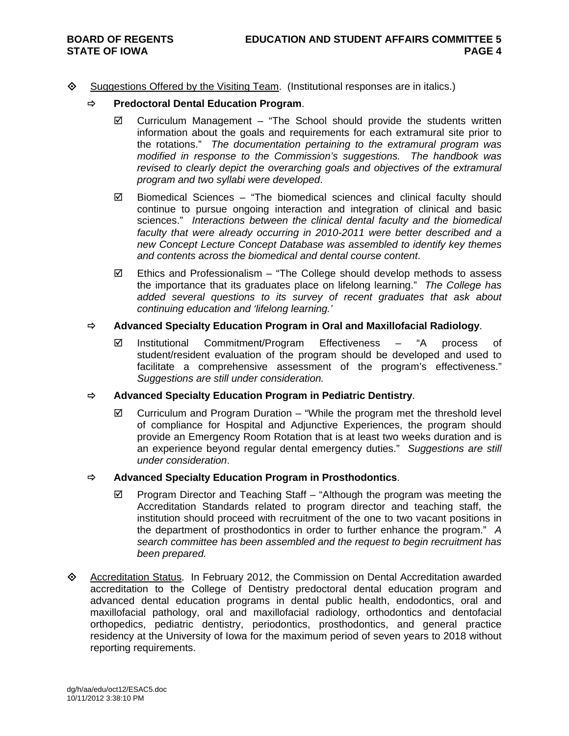- <u>Suggestions Offered by the Visiting Team</u>. (Institutional responses are in italics.)

  - **Predoctoral Dental Education Program**.

    - ☑ Curriculum Management – "The School should provide the students written information about the goals and requirements for each extramural site prior to the rotations." *The documentation pertaining to the extramural program was modified in response to the Commission's suggestions. The handbook was revised to clearly depict the overarching goals and objectives of the extramural program and two syllabi were developed*.

    - ☑ Biomedical Sciences – "The biomedical sciences and clinical faculty should continue to pursue ongoing interaction and integration of clinical and basic sciences." *Interactions between the clinical dental faculty and the biomedical faculty that were already occurring in 2010-2011 were better described and a new Concept Lecture Concept Database was assembled to identify key themes and contents across the biomedical and dental course content*.

    - ☑ Ethics and Professionalism – "The College should develop methods to assess the importance that its graduates place on lifelong learning." *The College has added several questions to its survey of recent graduates that ask about continuing education and 'lifelong learning.'*

  - **Advanced Specialty Education Program in Oral and Maxillofacial Radiology**.

    - ☑ Institutional Commitment/Program Effectiveness – "A process of student/resident evaluation of the program should be developed and used to facilitate a comprehensive assessment of the program's effectiveness." *Suggestions are still under consideration.*

  - **Advanced Specialty Education Program in Pediatric Dentistry**.

    - ☑ Curriculum and Program Duration – "While the program met the threshold level of compliance for Hospital and Adjunctive Experiences, the program should provide an Emergency Room Rotation that is at least two weeks duration and is an experience beyond regular dental emergency duties." *Suggestions are still under consideration*.

  - **Advanced Specialty Education Program in Prosthodontics**.

    - ☑ Program Director and Teaching Staff – "Although the program was meeting the Accreditation Standards related to program director and teaching staff, the institution should proceed with recruitment of the one to two vacant positions in the department of prosthodontics in order to further enhance the program." *A search committee has been assembled and the request to begin recruitment has been prepared.*

- <u>Accreditation Status</u>. In February 2012, the Commission on Dental Accreditation awarded accreditation to the College of Dentistry predoctoral dental education program and advanced dental education programs in dental public health, endodontics, oral and maxillofacial pathology, oral and maxillofacial radiology, orthodontics and dentofacial orthopedics, pediatric dentistry, periodontics, prosthodontics, and general practice residency at the University of Iowa for the maximum period of seven years to 2018 without reporting requirements.

dg/h/aa/edu/oct12/ESAC5.doc
10/11/2012 3:38:10 PM